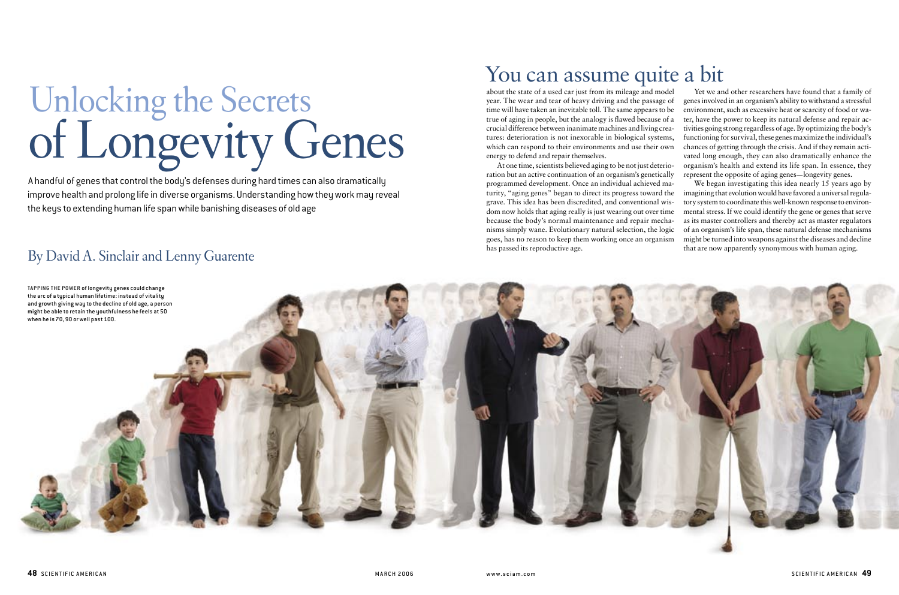# Unlocking the Secrets of Longevity Genes

A handful of genes that control the body's defenses during hard times can also dramatically improve health and prolong life in diverse organisms. Understanding how they work may reveal the keys to extending human life span while banishing diseases of old age

## By David A. Sinclair and Lenny Guarente

TAPPING THE POWER of longevity genes could change the arc of a typical human lifetime: instead of vitality and growth giving way to the decline of old age, a person might be able to retain the youthfulness he feels at 50 when he is 70, 90 or well past 100.

## You can assume quite a bit

about the state of a used car just from its mileage and model year. The wear and tear of heavy driving and the passage of time will have taken an inevitable toll. The same appears to be true of aging in people, but the analogy is flawed because of a crucial difference between inanimate machines and living creatures: deterioration is not inexorable in biological systems, which can respond to their environments and use their own energy to defend and repair themselves.

At one time, scientists believed aging to be not just deterioration but an active continuation of an organism's genetically programmed development. Once an individual achieved maturity, "aging genes" began to direct its progress toward the grave. This idea has been discredited, and conventional wisdom now holds that aging really is just wearing out over time because the body's normal maintenance and repair mechanisms simply wane. Evolutionary natural selection, the logic goes, has no reason to keep them working once an organism has passed its reproductive age.

Yet we and other researchers have found that a family of genes involved in an organism's ability to withstand a stressful environment, such as excessive heat or scarcity of food or water, have the power to keep its natural defense and repair activities going strong regardless of age. By optimizing the body's functioning for survival, these genes maximize the individual's chances of getting through the crisis. And if they remain activated long enough, they can also dramatically enhance the organism's health and extend its life span. In essence, they represent the opposite of aging genes—longevity genes.

We began investigating this idea nearly 15 years ago by imagining that evolution would have favored a universal regulatory system to coordinate this well-known response to environmental stress. If we could identify the gene or genes that serve as its master controllers and thereby act as master regulators of an organism's life span, these natural defense mechanisms might be turned into weapons against the diseases and decline that are now apparently synonymous with human aging.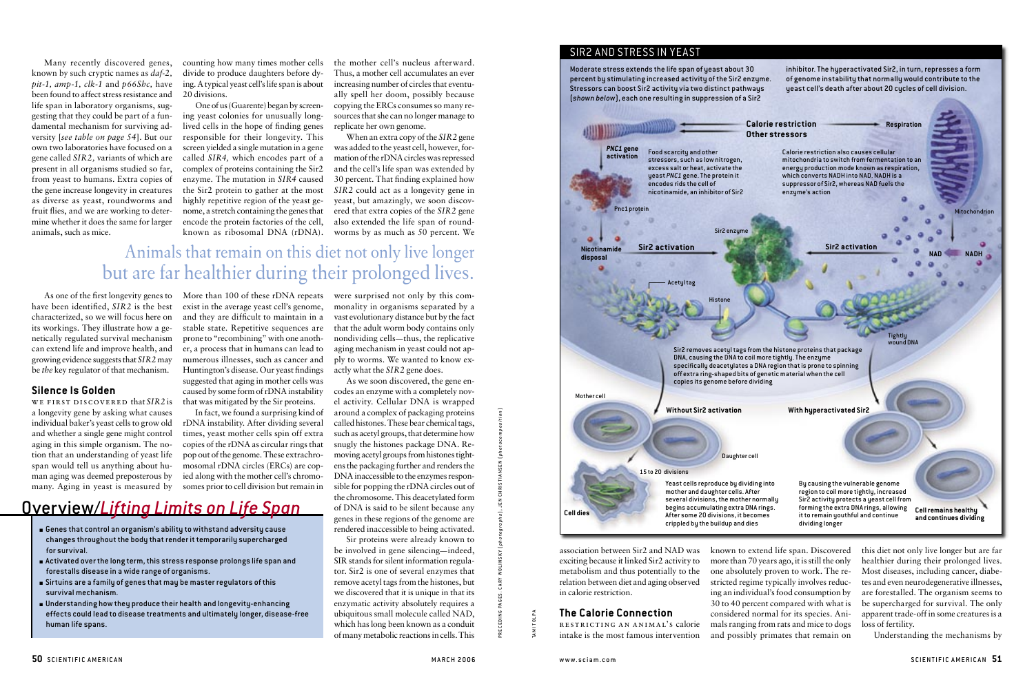Many recently discovered genes, known by such cryptic names as *daf-2, pit-1, amp-1, clk-1* and *p66Shc,* have been found to affect stress resistance and life span in laboratory organisms, suggesting that they could be part of a fundamental mechanism for surviving adversity [*see table on page 54*]. But our own two laboratories have focused on a gene called *SIR2,* variants of which are present in all organisms studied so far, from yeast to humans. Extra copies of the gene increase longevity in creatures as diverse as yeast, roundworms and fruit flies, and we are working to determine whether it does the same for larger animals, such as mice.

As one of the first longevity genes to have been identified, *SIR2* is the best characterized, so we will focus here on its workings. They illustrate how a genetically regulated survival mechanism can extend life and improve health, and growing evidence suggests that *SIR2* may be *the* key regulator of that mechanism.

## Silence Is Golden

WE FIRST DISCOVERED that *SIR2* is a longevity gene by asking what causes individual baker's yeast cells to grow old and whether a single gene might control aging in this simple organism. The notion that an understanding of yeast life span would tell us anything about human aging was deemed preposterous by many. Aging in yeast is measured by counting how many times mother cells divide to produce daughters before dying. A typical yeast cell's life span is about 20 divisions.

One of us (Guarente) began by screening yeast colonies for unusually long-lived cells in the hope of finding genes responsible for their longevity. This screen yielded a single mutation in a gene called *SIR4,* which encodes part of a complex of proteins containing the Sir2 enzyme. The mutation in *SIR4* caused the Sir2 protein to gather at the most highly repetitive region of the yeast genome, a stretch containing the genes that encode the protein factories of the cell, known as ribosomal DNA (rDNA). More than 100 of these rDNA repeats exist in the average yeast cell's genome, and they are difficult to maintain in a stable state. Repetitive sequences are prone to "recombining" with one another, a process that in humans can lead to numerous illnesses, such as cancer and Huntington's disease. Our yeast findings suggested that aging in mother cells was caused by some form of rDNA instability that was mitigated by the Sir proteins.

In fact, we found a surprising kind of rDNA instability. After dividing several times, yeast mother cells spin off extra copies of the rDNA as circular rings that pop out of the genome. These extrachromosomal rDNA circles (ERCs) are copied along with the mother cell's chromosomes prior to cell division but remain in the mother cell's nucleus afterward. Thus, a mother cell accumulates an ever increasing number of circles that eventually spell her doom, possibly because copying the ERCs consumes so many resources that she can no longer manage to replicate her own genome.

When an extra copy of the *SIR2* gene was added to the yeast cell, however, formation of the rDNA circles was repressed and the cell's life span was extended by 30 percent. That finding explained how *SIR2* could act as a longevity gene in yeast, but amazingly, we soon discovered that extra copies of the *SIR2* gene also extended the life span of roundworms by as much as 50 percent. We were surprised not only by this commonality in organisms separated by a vast evolutionary distance but by the fact that the adult worm body contains only nondividing cells—thus, the replicative aging mechanism in yeast could not apply to worms. We wanted to know exactly what the *SIR2* gene does.

As we soon discovered, the gene encodes an enzyme with a completely novel activity. Cellular DNA is wrapped around a complex of packaging proteins called histones. These bear chemical tags, such as acetyl groups, that determine how snugly the histones package DNA. Removing acetyl groups from histones tightens the packaging further and renders the DNA inaccessible to the enzymes responsible for popping the rDNA circles out of the chromosome. This deacetylated form of DNA is said to be silent because any genes in these regions of the genome are rendered inaccessible to being activated.

Sir proteins were already known to be involved in gene silencing—indeed, SIR stands for silent information regulator. Sir2 is one of several enzymes that remove acetyl tags from the histones, but we discovered that it is unique in that its enzymatic activity absolutely requires a ubiquitous small molecule called NAD, which has long been known as a conduit of many metabolic reactions in cells. This association between Sir2 and NAD was exciting because it linked Sir2 activity to metabolism and thus potentially to the relation between diet and aging observed in calorie restriction.

> Animals that remain on this diet not only live longer but are far healthier during their prolonged lives.

## Overview/*Lifting Limits on Life Span*

- Genes that control an organism's ability to withstand adversity cause changes throughout the body that render it temporarily supercharged for survival.
- Activated over the long term, this stress response prolongs life span and forestalls disease in a wide range of organisms.
- Sirtuins are a family of genes that may be master regulators of this survival mechanism.
- Understanding how they produce their health and longevity-enhancing effects could lead to disease treatments and ultimately longer, disease-free human life spans.

## SIR2 AND STRESS IN YEAST

Moderate stress extends the life span of yeast about 30 percent by stimulating increased activity of the Sir2 enzyme. Stressors can boost Sir2 activity via two distinct pathways (*shown below*), each one resulting in suppression of a Sir2 inhibitor. The hyperactivated Sir2, in turn, represses a form of genome instability that normally would contribute to the yeast cell's death after about 20 cycles of cell division.

Calorie restriction
Other stressors
Respiration

*PNC1* gene activation

Food scarcity and other stressors, such as low nitrogen, excess salt or heat, activate the yeast *PNC1* gene. The protein it encodes rids the cell of nicotinamide, an inhibitor of Sir2

Calorie restriction also causes cellular mitochondria to switch from fermentation to an energy production mode known as respiration, which converts NADH into NAD. NADH is a suppressor of Sir2, whereas NAD fuels the enzyme's action

Pnc1 protein
Mitochondrion
Sir2 enzyme
Nicotinamide disposal
Sir2 activation
Sir2 activation
NAD
NADH
Acetyl tag
Histone
Tightly wound DNA

Sir2 removes acetyl tags from the histone proteins that package DNA, causing the DNA to coil more tightly. The enzyme specifically deacetylates a DNA region that is prone to spinning off extra ring-shaped bits of genetic material when the cell copies its genome before dividing

Mother cell
Without Sir2 activation
With hyperactivated Sir2
Daughter cell
15 to 20 divisions
Cell dies

Yeast cells reproduce by dividing into mother and daughter cells. After several divisions, the mother normally begins accumulating extra DNA rings. After some 20 divisions, it becomes crippled by the buildup and dies

By causing the vulnerable genome region to coil more tightly, increased Sir2 activity protects a yeast cell from forming the extra DNA rings, allowing it to remain youthful and continue dividing longer

Cell remains healthy and continues dividing

## The Calorie Connection

RESTRICTING AN ANIMAL'S calorie intake is the most famous intervention known to extend life span. Discovered more than 70 years ago, it is still the only one absolutely proven to work. The restricted regime typically involves reducing an individual's food consumption by 30 to 40 percent compared with what is considered normal for its species. Animals ranging from rats and mice to dogs and possibly primates that remain on this diet not only live longer but are far healthier during their prolonged lives. Most diseases, including cancer, diabetes and even neurodegenerative illnesses, are forestalled. The organism seems to be supercharged for survival. The only apparent trade-off in some creatures is a loss of fertility.

Understanding the mechanisms by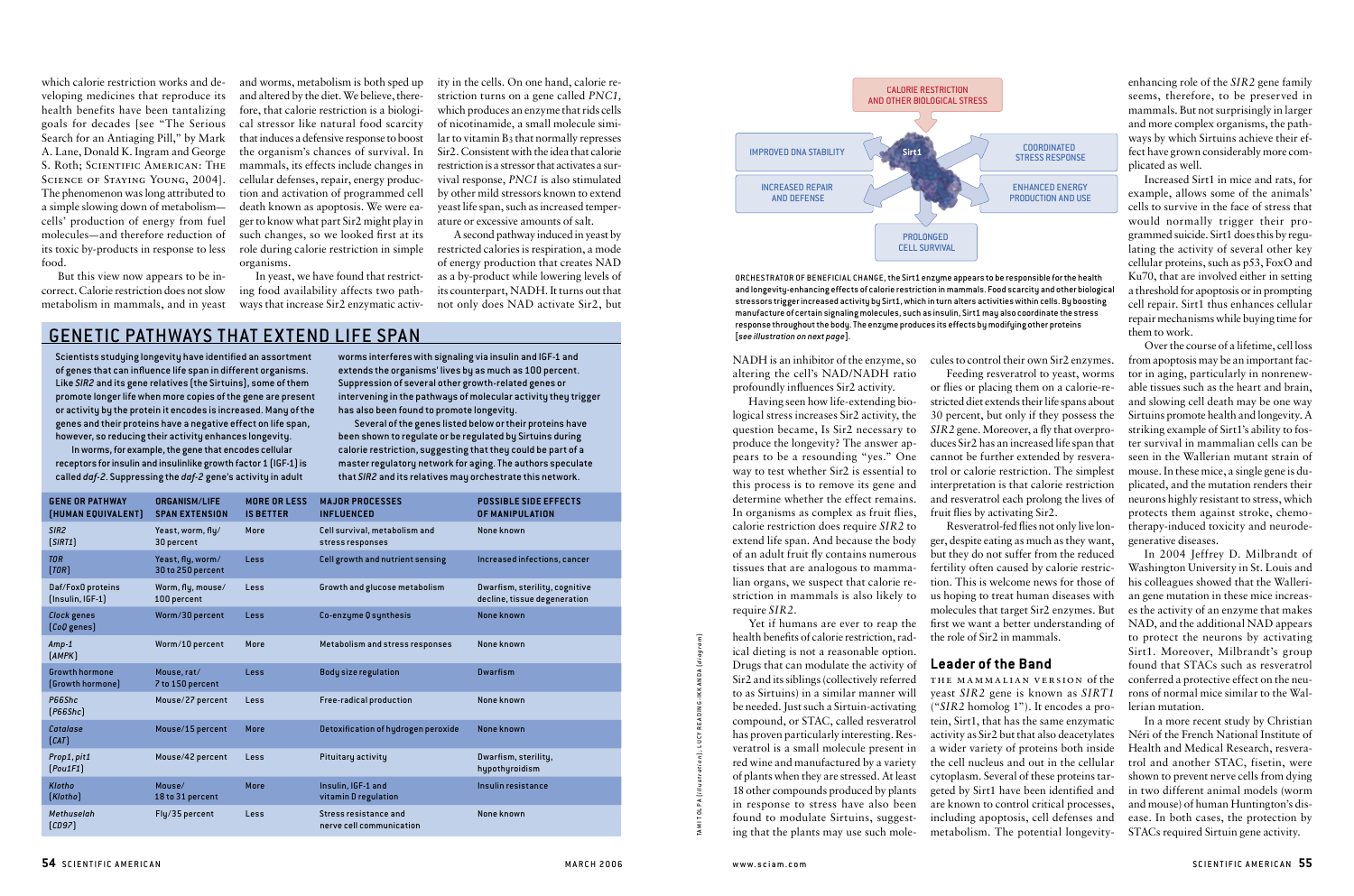which calorie restriction works and developing medicines that reproduce its health benefits have been tantalizing goals for decades [see "The Serious Search for an Antiaging Pill," by Mark A. Lane, Donald K. Ingram and George S. Roth; SCIENTIFIC AMERICAN: THE SCIENCE OF STAYING YOUNG, 2004]. The phenomenon was long attributed to a simple slowing down of metabolism—cells' production of energy from fuel molecules—and therefore reduction of its toxic by-products in response to less food.

But this view now appears to be incorrect. Calorie restriction does not slow metabolism in mammals, and in yeast and worms, metabolism is both sped up and altered by the diet. We believe, therefore, that calorie restriction is a biological stressor like natural food scarcity that induces a defensive response to boost the organism's chances of survival. In mammals, its effects include changes in cellular defenses, repair, energy production and activation of programmed cell death known as apoptosis. We were eager to know what part Sir2 might play in such changes, so we looked first at its role during calorie restriction in simple organisms.

In yeast, we have found that restricting food availability affects two pathways that increase Sir2 enzymatic activity in the cells. On one hand, calorie restriction turns on a gene called *PNC1*, which produces an enzyme that rids cells of nicotinamide, a small molecule similar to vitamin $B_3$ that normally represses Sir2. Consistent with the idea that calorie restriction is a stressor that activates a survival response, *PNC1* is also stimulated by other mild stressors known to extend yeast life span, such as increased temperature or excessive amounts of salt.

A second pathway induced in yeast by restricted calories is respiration, a mode of energy production that creates NAD as a by-product while lowering levels of its counterpart, NADH. It turns out that not only does NAD activate Sir2, but NADH is an inhibitor of the enzyme, so altering the cell's NAD/NADH ratio profoundly influences Sir2 activity.

Having seen how life-extending biological stress increases Sir2 activity, the question became, Is Sir2 necessary to produce the longevity? The answer appears to be a resounding "yes." One way to test whether Sir2 is essential to this process is to remove its gene and determine whether the effect remains. In organisms as complex as fruit flies, calorie restriction does require *SIR2* to extend life span. And because the body of an adult fruit fly contains numerous tissues that are analogous to mammalian organs, we suspect that calorie restriction in mammals is also likely to require *SIR2*.

Yet if humans are ever to reap the health benefits of calorie restriction, radical dieting is not a reasonable option. Drugs that can modulate the activity of Sir2 and its siblings (collectively referred to as Sirtuins) in a similar manner will be needed. Just such a Sirtuin-activating compound, or STAC, called resveratrol has proven particularly interesting. Resveratrol is a small molecule present in red wine and manufactured by a variety of plants when they are stressed. At least 18 other compounds produced by plants in response to stress have also been found to modulate Sirtuins, suggesting that the plants may use such molecules to control their own Sir2 enzymes.

Feeding resveratrol to yeast, worms or flies or placing them on a calorie-restricted diet extends their life spans about 30 percent, but only if they possess the *SIR2* gene. Moreover, a fly that overproduces Sir2 has an increased life span that cannot be further extended by resveratrol or calorie restriction. The simplest interpretation is that calorie restriction and resveratrol each prolong the lives of fruit flies by activating Sir2.

Resveratrol-fed flies not only live longer, despite eating as much as they want, but they do not suffer from the reduced fertility often caused by calorie restriction. This is welcome news for those of us hoping to treat human diseases with molecules that target Sir2 enzymes. But first we want a better understanding of the role of Sir2 in mammals.

## GENETIC PATHWAYS THAT EXTEND LIFE SPAN

Scientists studying longevity have identified an assortment of genes that can influence life span in different organisms. Like *SIR2* and its gene relatives (the Sirtuins), some of them promote longer life when more copies of the gene are present or activity by the protein it encodes is increased. Many of the genes and their proteins have a negative effect on life span, however, so reducing their activity enhances longevity.

In worms, for example, the gene that encodes cellular receptors for insulin and insulinlike growth factor 1 (IGF-1) is called *daf-2*. Suppressing the *daf-2* gene's activity in adult worms interferes with signaling via insulin and IGF-1 and extends the organisms' lives by as much as 100 percent. Suppression of several other growth-related genes or intervening in the pathways of molecular activity they trigger has also been found to promote longevity.

Several of the genes listed below or their proteins have been shown to regulate or be regulated by Sirtuins during calorie restriction, suggesting that they could be part of a master regulatory network for aging. The authors speculate that *SIR2* and its relatives may orchestrate this network.

| GENE OR PATHWAY (HUMAN EQUIVALENT) | ORGANISM/LIFE SPAN EXTENSION | MORE OR LESS IS BETTER | MAJOR PROCESSES INFLUENCED | POSSIBLE SIDE EFFECTS OF MANIPULATION |
|---|---|---|---|---|
| *SIR2* (*SIRT1*) | Yeast, worm, fly/ 30 percent | More | Cell survival, metabolism and stress responses | None known |
| *TOR* (*TOR*) | Yeast, fly, worm/ 30 to 250 percent | Less | Cell growth and nutrient sensing | Increased infections, cancer |
| Daf/FoxO proteins (Insulin, IGF-1) | Worm, fly, mouse/ 100 percent | Less | Growth and glucose metabolism | Dwarfism, sterility, cognitive decline, tissue degeneration |
| *Clock* genes (*CoQ* genes) | Worm/30 percent | Less | Co-enzyme Q synthesis | None known |
| *Amp-1* (*AMPK*) | Worm/10 percent | More | Metabolism and stress responses | None known |
| Growth hormone (Growth hormone) | Mouse, rat/ 7 to 150 percent | Less | Body size regulation | Dwarfism |
| *P66Shc* (*P66Shc*) | Mouse/27 percent | Less | Free-radical production | None known |
| *Catalase* (*CAT*) | Mouse/15 percent | More | Detoxification of hydrogen peroxide | None known |
| *Prop1*, *pit1* (*Pou1F1*) | Mouse/42 percent | Less | Pituitary activity | Dwarfism, sterility, hypothyroidism |
| *Klotho* (*Klotho*) | Mouse/ 18 to 31 percent | More | Insulin, IGF-1 and vitamin D regulation | Insulin resistance |
| *Methuselah* (*CD97*) | Fly/35 percent | Less | Stress resistance and nerve cell communication | None known |

CALORIE RESTRICTION AND OTHER BIOLOGICAL STRESS → Sirt1 → IMPROVED DNA STABILITY; INCREASED REPAIR AND DEFENSE; PROLONGED CELL SURVIVAL; ENHANCED ENERGY PRODUCTION AND USE; COORDINATED STRESS RESPONSE

ORCHESTRATOR OF BENEFICIAL CHANGE, the Sirt1 enzyme appears to be responsible for the health and longevity-enhancing effects of calorie restriction in mammals. Food scarcity and other biological stressors trigger increased activity by Sirt1, which in turn alters activities within cells. By boosting manufacture of certain signaling molecules, such as insulin, Sirt1 may also coordinate the stress response throughout the body. The enzyme produces its effects by modifying other proteins [*see illustration on next page*].

### Leader of the Band

THE MAMMALIAN VERSION of the yeast *SIR2* gene is known as *SIRT1* ("*SIR2* homolog 1"). It encodes a protein, Sirt1, that has the same enzymatic activity as Sir2 but that also deacetylates a wider variety of proteins both inside the cell nucleus and out in the cellular cytoplasm. Several of these proteins targeted by Sirt1 have been identified and are known to control critical processes, including apoptosis, cell defenses and metabolism. The potential longevity-enhancing role of the *SIR2* gene family seems, therefore, to be preserved in mammals. But not surprisingly in larger and more complex organisms, the pathways by which Sirtuins achieve their effect have grown considerably more complicated as well.

Increased Sirt1 in mice and rats, for example, allows some of the animals' cells to survive in the face of stress that would normally trigger their programmed suicide. Sirt1 does this by regulating the activity of several other key cellular proteins, such as p53, FoxO and Ku70, that are involved either in setting a threshold for apoptosis or in prompting cell repair. Sirt1 thus enhances cellular repair mechanisms while buying time for them to work.

Over the course of a lifetime, cell loss from apoptosis may be an important factor in aging, particularly in nonrenewable tissues such as the heart and brain, and slowing cell death may be one way Sirtuins promote health and longevity. A striking example of Sirt1's ability to foster survival in mammalian cells can be seen in the Wallerian mutant strain of mouse. In these mice, a single gene is duplicated, and the mutation renders their neurons highly resistant to stress, which protects them against stroke, chemotherapy-induced toxicity and neurodegenerative diseases.

In 2004 Jeffrey D. Milbrandt of Washington University in St. Louis and his colleagues showed that the Wallerian gene mutation in these mice increases the activity of an enzyme that makes NAD, and the additional NAD appears to protect the neurons by activating Sirt1. Moreover, Milbrandt's group found that STACs such as resveratrol conferred a protective effect on the neurons of normal mice similar to the Wallerian mutation.

In a more recent study by Christian Néri of the French National Institute of Health and Medical Research, resveratrol and another STAC, fisetin, were shown to prevent nerve cells from dying in two different animal models (worm and mouse) of human Huntington's disease. In both cases, the protection by STACs required Sirtuin gene activity.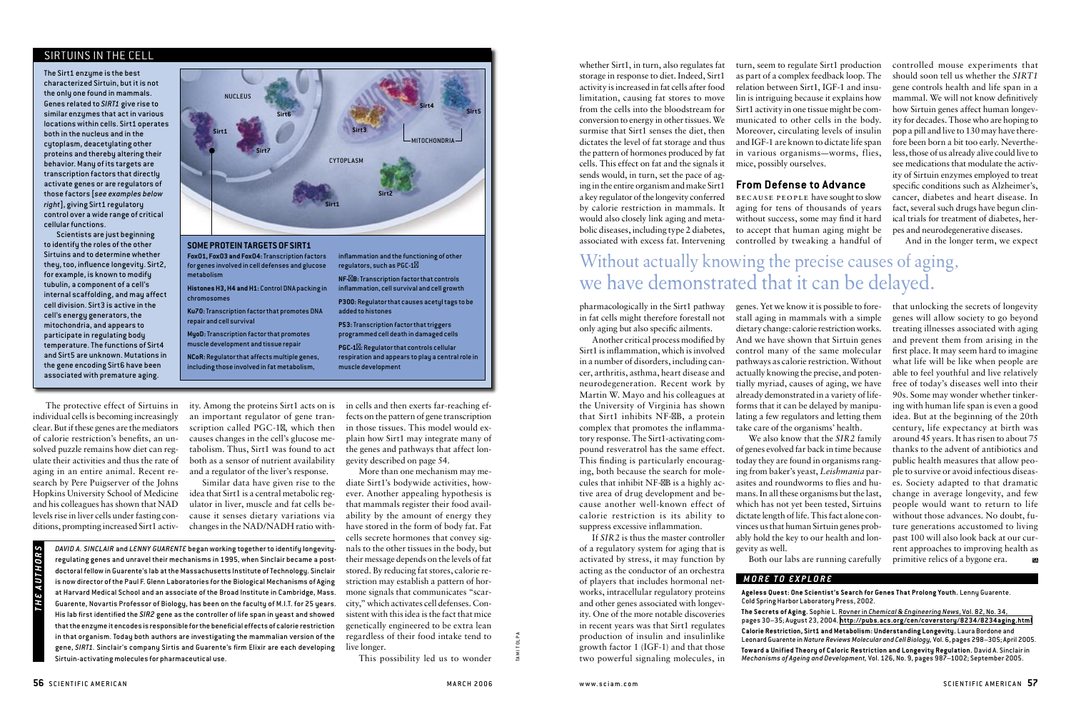## SIRTUINS IN THE CELL

The Sirt1 enzyme is the best characterized Sirtuin, but it is not the only one found in mammals. Genes related to *SIRT1* give rise to similar enzymes that act in various locations within cells. Sirt1 operates both in the nucleus and in the cytoplasm, deacetylating other proteins and thereby altering their behavior. Many of its targets are transcription factors that directly activate genes or are regulators of those factors [*see examples below right*], giving Sirt1 regulatory control over a wide range of critical cellular functions.

Scientists are just beginning to identify the roles of the other Sirtuins and to determine whether they, too, influence longevity. Sirt2, for example, is known to modify tubulin, a component of a cell's internal scaffolding, and may affect cell division. Sirt3 is active in the cell's energy generators, the mitochondria, and appears to participate in regulating body temperature. The functions of Sirt4 and Sirt5 are unknown. Mutations in the gene encoding Sirt6 have been associated with premature aging.

NUCLEUS
Sirt6
Sirt1
Sirt7
Sirt4
Sirt5
Sirt3
MITOCHONDRIA
CYTOPLASM
Sirt2
Sirt1

### SOME PROTEIN TARGETS OF SIRT1

**FoxO1, FoxO3 and FoxO4:** Transcription factors for genes involved in cell defenses and glucose metabolism

**Histones H3, H4 and H1:** Control DNA packing in chromosomes

**Ku70:** Transcription factor that promotes DNA repair and cell survival

**MyoD:** Transcription factor that promotes muscle development and tissue repair

**NCoR:** Regulator that affects multiple genes, including those involved in fat metabolism, inflammation and the functioning of other regulators, such as PGC-1α

**NF-κB:** Transcription factor that controls inflammation, cell survival and cell growth

**P300:** Regulator that causes acetyl tags to be added to histones

**P53:** Transcription factor that triggers programmed cell death in damaged cells

**PGC-1α:** Regulator that controls cellular respiration and appears to play a central role in muscle development

The protective effect of Sirtuins in individual cells is becoming increasingly clear. But if these genes are the mediators of calorie restriction's benefits, an unsolved puzzle remains how diet can regulate their activities and thus the rate of aging in an entire animal. Recent research by Pere Puigserver of the Johns Hopkins University School of Medicine and his colleagues has shown that NAD levels rise in liver cells under fasting conditions, prompting increased Sirt1 activity. Among the proteins Sirt1 acts on is an important regulator of gene transcription called PGC-1α, which then causes changes in the cell's glucose metabolism. Thus, Sirt1 was found to act both as a sensor of nutrient availability and a regulator of the liver's response.

Similar data have given rise to the idea that Sirt1 is a central metabolic regulator in liver, muscle and fat cells because it senses dietary variations via changes in the NAD/NADH ratio within cells and then exerts far-reaching effects on the pattern of gene transcription in those tissues. This model would explain how Sirt1 may integrate many of the genes and pathways that affect longevity described on page 54.

More than one mechanism may mediate Sirt1's bodywide activities, however. Another appealing hypothesis is that mammals register their food availability by the amount of energy they have stored in the form of body fat. Fat cells secrete hormones that convey signals to the other tissues in the body, but their message depends on the levels of fat stored. By reducing fat stores, calorie restriction may establish a pattern of hormone signals that communicates "scarcity," which activates cell defenses. Consistent with this idea is the fact that mice genetically engineered to be extra lean regardless of their food intake tend to live longer.

This possibility led us to wonder whether Sirt1, in turn, also regulates fat storage in response to diet. Indeed, Sirt1 activity is increased in fat cells after food limitation, causing fat stores to move from the cells into the bloodstream for conversion to energy in other tissues. We surmise that Sirt1 senses the diet, then dictates the level of fat storage and thus the pattern of hormones produced by fat cells. This effect on fat and the signals it sends would, in turn, set the pace of aging in the entire organism and make Sirt1 a key regulator of the longevity conferred by calorie restriction in mammals. It would also closely link aging and metabolic diseases, including type 2 diabetes, associated with excess fat. Intervening pharmacologically in the Sirt1 pathway in fat cells might therefore forestall not only aging but also specific ailments.

Another critical process modified by Sirt1 is inflammation, which is involved in a number of disorders, including cancer, arthritis, asthma, heart disease and neurodegeneration. Recent work by Martin W. Mayo and his colleagues at the University of Virginia has shown that Sirt1 inhibits NF-κB, a protein complex that promotes the inflammatory response. The Sirt1-activating compound resveratrol has the same effect. This finding is particularly encouraging, both because the search for molecules that inhibit NF-κB is a highly active area of drug development and because another well-known effect of calorie restriction is its ability to suppress excessive inflammation.

If *SIR2* is thus the master controller of a regulatory system for aging that is activated by stress, it may function by acting as the conductor of an orchestra of players that includes hormonal networks, intracellular regulatory proteins and other genes associated with longevity. One of the more notable discoveries in recent years was that Sirt1 regulates production of insulin and insulinlike growth factor 1 (IGF-1) and that those two powerful signaling molecules, in turn, seem to regulate Sirt1 production as part of a complex feedback loop. The relation between Sirt1, IGF-1 and insulin is intriguing because it explains how Sirt1 activity in one tissue might be communicated to other cells in the body. Moreover, circulating levels of insulin and IGF-1 are known to dictate life span in various organisms—worms, flies, mice, possibly ourselves.

## From Defense to Advance

BECAUSE PEOPLE have sought to slow aging for tens of thousands of years without success, some may find it hard to accept that human aging might be controlled by tweaking a handful of genes. Yet we know it is possible to forestall aging in mammals with a simple dietary change: calorie restriction works. And we have shown that Sirtuin genes control many of the same molecular pathways as calorie restriction. Without actually knowing the precise, and potentially myriad, causes of aging, we have already demonstrated in a variety of lifeforms that it can be delayed by manipulating a few regulators and letting them take care of the organisms' health.

> Without actually knowing the precise causes of aging, we have demonstrated that it can be delayed.

We also know that the *SIR2* family of genes evolved far back in time because today they are found in organisms ranging from baker's yeast, *Leishmania* parasites and roundworms to flies and humans. In all these organisms but the last, which has not yet been tested, Sirtuins dictate length of life. This fact alone convinces us that human Sirtuin genes probably hold the key to our health and longevity as well.

Both our labs are running carefully controlled mouse experiments that should soon tell us whether the *SIRT1* gene controls health and life span in a mammal. We will not know definitively how Sirtuin genes affect human longevity for decades. Those who are hoping to pop a pill and live to 130 may have therefore been born a bit too early. Nevertheless, those of us already alive could live to see medications that modulate the activity of Sirtuin enzymes employed to treat specific conditions such as Alzheimer's, cancer, diabetes and heart disease. In fact, several such drugs have begun clinical trials for treatment of diabetes, herpes and neurodegenerative diseases.

And in the longer term, we expect that unlocking the secrets of longevity genes will allow society to go beyond treating illnesses associated with aging and prevent them from arising in the first place. It may seem hard to imagine what life will be like when people are able to feel youthful and live relatively free of today's diseases well into their 90s. Some may wonder whether tinkering with human life span is even a good idea. But at the beginning of the 20th century, life expectancy at birth was around 45 years. It has risen to about 75 thanks to the advent of antibiotics and public health measures that allow people to survive or avoid infectious diseases. Society adapted to that dramatic change in average longevity, and few people would want to return to life without those advances. No doubt, future generations accustomed to living past 100 will also look back at our current approaches to improving health as primitive relics of a bygone era.

---

**THE AUTHORS**

*DAVID A. SINCLAIR* and *LENNY GUARENTE* began working together to identify longevity-regulating genes and unravel their mechanisms in 1995, when Sinclair became a postdoctoral fellow in Guarente's lab at the Massachusetts Institute of Technology. Sinclair is now director of the Paul F. Glenn Laboratories for the Biological Mechanisms of Aging at Harvard Medical School and an associate of the Broad Institute in Cambridge, Mass. Guarente, Novartis Professor of Biology, has been on the faculty of M.I.T. for 25 years. His lab first identified the *SIR2* gene as the controller of life span in yeast and showed that the enzyme it encodes is responsible for the beneficial effects of calorie restriction in that organism. Today both authors are investigating the mammalian version of the gene, *SIRT1*. Sinclair's company Sirtris and Guarente's firm Elixir are each developing Sirtuin-activating molecules for pharmaceutical use.

## MORE TO EXPLORE

**Ageless Quest: One Scientist's Search for Genes That Prolong Youth.** Lenny Guarente. Cold Spring Harbor Laboratory Press, 2002.

**The Secrets of Aging.** Sophie L. Rovner in *Chemical & Engineering News*, Vol. 82, No. 34, pages 30–35; August 23, 2004. http://pubs.acs.org/cen/coverstory/8234/8234aging.html

**Calorie Restriction, Sirt1 and Metabolism: Understanding Longevity.** Laura Bordone and Leonard Guarente in *Nature Reviews Molecular and Cell Biology*, Vol. 6, pages 298–305; April 2005.

**Toward a Unified Theory of Caloric Restriction and Longevity Regulation.** David A. Sinclair in *Mechanisms of Ageing and Development*, Vol. 126, No. 9, pages 987–1002; September 2005.